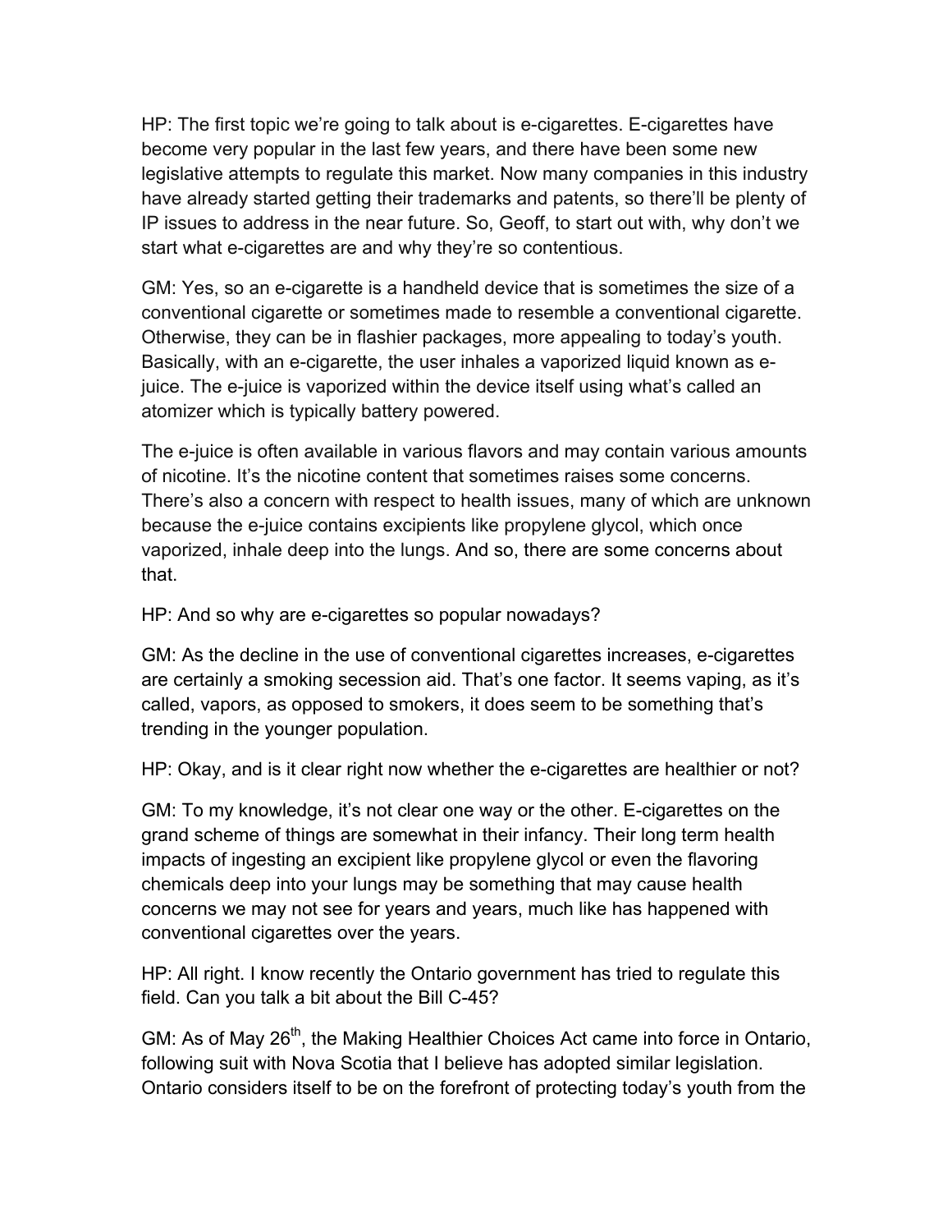HP: The first topic we're going to talk about is e-cigarettes. E-cigarettes have become very popular in the last few years, and there have been some new legislative attempts to regulate this market. Now many companies in this industry have already started getting their trademarks and patents, so there'll be plenty of IP issues to address in the near future. So, Geoff, to start out with, why don't we start what e-cigarettes are and why they're so contentious.

GM: Yes, so an e-cigarette is a handheld device that is sometimes the size of a conventional cigarette or sometimes made to resemble a conventional cigarette. Otherwise, they can be in flashier packages, more appealing to today's youth. Basically, with an e-cigarette, the user inhales a vaporized liquid known as e-juice. The e-juice is vaporized within the device itself using what's called an atomizer which is typically battery powered.

The e-juice is often available in various flavors and may contain various amounts of nicotine. It's the nicotine content that sometimes raises some concerns. There's also a concern with respect to health issues, many of which are unknown because the e-juice contains excipients like propylene glycol, which once vaporized, inhale deep into the lungs. And so, there are some concerns about that.

HP: And so why are e-cigarettes so popular nowadays?

GM: As the decline in the use of conventional cigarettes increases, e-cigarettes are certainly a smoking secession aid. That's one factor. It seems vaping, as it's called, vapors, as opposed to smokers, it does seem to be something that's trending in the younger population.

HP: Okay, and is it clear right now whether the e-cigarettes are healthier or not?

GM: To my knowledge, it's not clear one way or the other. E-cigarettes on the grand scheme of things are somewhat in their infancy. Their long term health impacts of ingesting an excipient like propylene glycol or even the flavoring chemicals deep into your lungs may be something that may cause health concerns we may not see for years and years, much like has happened with conventional cigarettes over the years.

HP: All right. I know recently the Ontario government has tried to regulate this field. Can you talk a bit about the Bill C-45?

GM: As of May 26th, the Making Healthier Choices Act came into force in Ontario, following suit with Nova Scotia that I believe has adopted similar legislation. Ontario considers itself to be on the forefront of protecting today's youth from the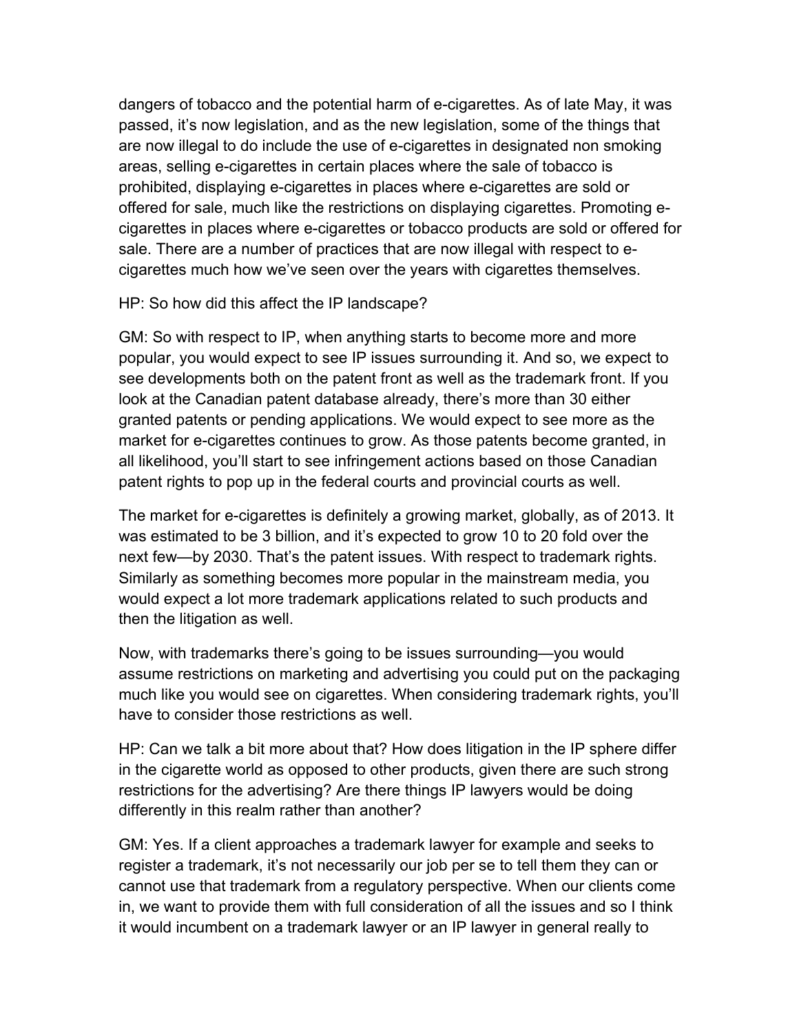dangers of tobacco and the potential harm of e-cigarettes. As of late May, it was passed, it's now legislation, and as the new legislation, some of the things that are now illegal to do include the use of e-cigarettes in designated non smoking areas, selling e-cigarettes in certain places where the sale of tobacco is prohibited, displaying e-cigarettes in places where e-cigarettes are sold or offered for sale, much like the restrictions on displaying cigarettes. Promoting e-cigarettes in places where e-cigarettes or tobacco products are sold or offered for sale. There are a number of practices that are now illegal with respect to e-cigarettes much how we've seen over the years with cigarettes themselves.

HP: So how did this affect the IP landscape?

GM: So with respect to IP, when anything starts to become more and more popular, you would expect to see IP issues surrounding it. And so, we expect to see developments both on the patent front as well as the trademark front. If you look at the Canadian patent database already, there's more than 30 either granted patents or pending applications. We would expect to see more as the market for e-cigarettes continues to grow. As those patents become granted, in all likelihood, you'll start to see infringement actions based on those Canadian patent rights to pop up in the federal courts and provincial courts as well.

The market for e-cigarettes is definitely a growing market, globally, as of 2013. It was estimated to be 3 billion, and it's expected to grow 10 to 20 fold over the next few—by 2030. That's the patent issues. With respect to trademark rights. Similarly as something becomes more popular in the mainstream media, you would expect a lot more trademark applications related to such products and then the litigation as well.

Now, with trademarks there's going to be issues surrounding—you would assume restrictions on marketing and advertising you could put on the packaging much like you would see on cigarettes. When considering trademark rights, you'll have to consider those restrictions as well.

HP: Can we talk a bit more about that? How does litigation in the IP sphere differ in the cigarette world as opposed to other products, given there are such strong restrictions for the advertising? Are there things IP lawyers would be doing differently in this realm rather than another?

GM: Yes. If a client approaches a trademark lawyer for example and seeks to register a trademark, it's not necessarily our job per se to tell them they can or cannot use that trademark from a regulatory perspective. When our clients come in, we want to provide them with full consideration of all the issues and so I think it would incumbent on a trademark lawyer or an IP lawyer in general really to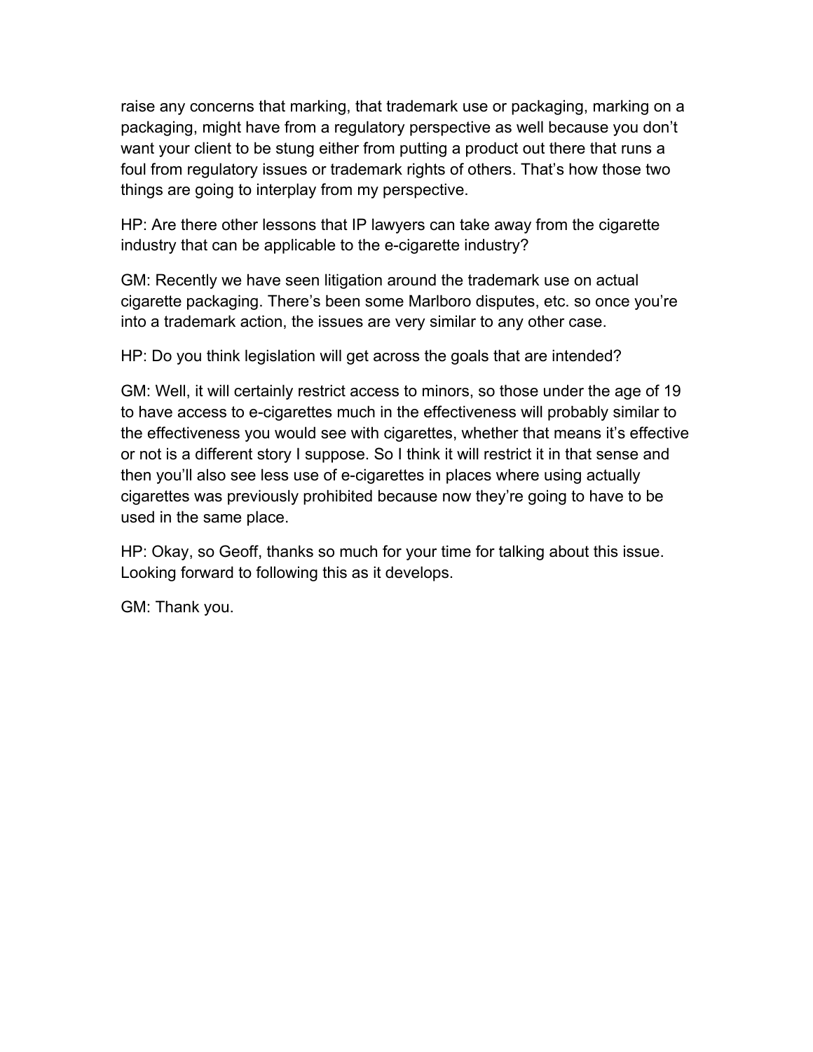raise any concerns that marking, that trademark use or packaging, marking on a packaging, might have from a regulatory perspective as well because you don't want your client to be stung either from putting a product out there that runs a foul from regulatory issues or trademark rights of others. That's how those two things are going to interplay from my perspective.

HP: Are there other lessons that IP lawyers can take away from the cigarette industry that can be applicable to the e-cigarette industry?

GM: Recently we have seen litigation around the trademark use on actual cigarette packaging. There's been some Marlboro disputes, etc. so once you're into a trademark action, the issues are very similar to any other case.

HP: Do you think legislation will get across the goals that are intended?

GM: Well, it will certainly restrict access to minors, so those under the age of 19 to have access to e-cigarettes much in the effectiveness will probably similar to the effectiveness you would see with cigarettes, whether that means it's effective or not is a different story I suppose. So I think it will restrict it in that sense and then you'll also see less use of e-cigarettes in places where using actually cigarettes was previously prohibited because now they're going to have to be used in the same place.

HP: Okay, so Geoff, thanks so much for your time for talking about this issue. Looking forward to following this as it develops.

GM: Thank you.